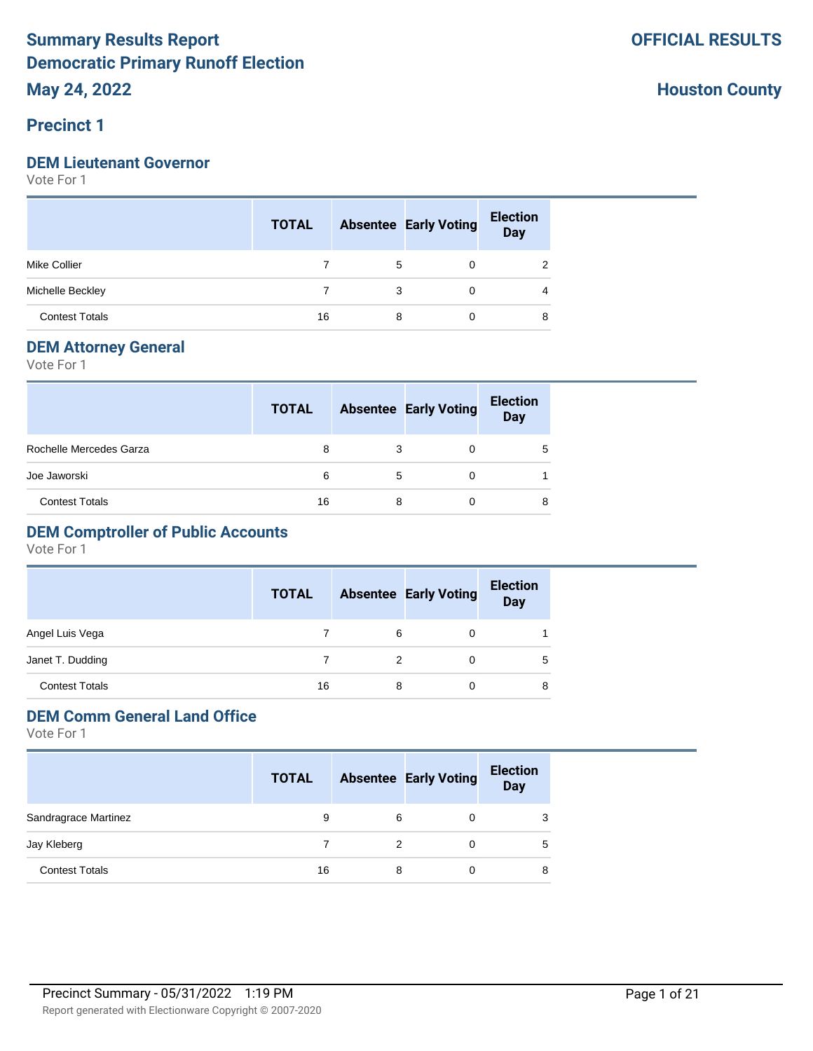# Summary Results Report
# Democratic Primary Runoff Election
## May 24, 2022

**OFFICIAL RESULTS**

**Houston County**

## Precinct 1

### DEM Lieutenant Governor

Vote For 1

| | TOTAL | Absentee | Early Voting | Election Day |
|---|---|---|---|---|
| Mike Collier | 7 | 5 | 0 | 2 |
| Michelle Beckley | 7 | 3 | 0 | 4 |
| Contest Totals | 16 | 8 | 0 | 8 |

### DEM Attorney General

Vote For 1

| | TOTAL | Absentee | Early Voting | Election Day |
|---|---|---|---|---|
| Rochelle Mercedes Garza | 8 | 3 | 0 | 5 |
| Joe Jaworski | 6 | 5 | 0 | 1 |
| Contest Totals | 16 | 8 | 0 | 8 |

### DEM Comptroller of Public Accounts

Vote For 1

| | TOTAL | Absentee | Early Voting | Election Day |
|---|---|---|---|---|
| Angel Luis Vega | 7 | 6 | 0 | 1 |
| Janet T. Dudding | 7 | 2 | 0 | 5 |
| Contest Totals | 16 | 8 | 0 | 8 |

### DEM Comm General Land Office

Vote For 1

| | TOTAL | Absentee | Early Voting | Election Day |
|---|---|---|---|---|
| Sandragrace Martinez | 9 | 6 | 0 | 3 |
| Jay Kleberg | 7 | 2 | 0 | 5 |
| Contest Totals | 16 | 8 | 0 | 8 |

Precinct Summary - 05/31/2022 1:19 PM

Report generated with Electionware Copyright © 2007-2020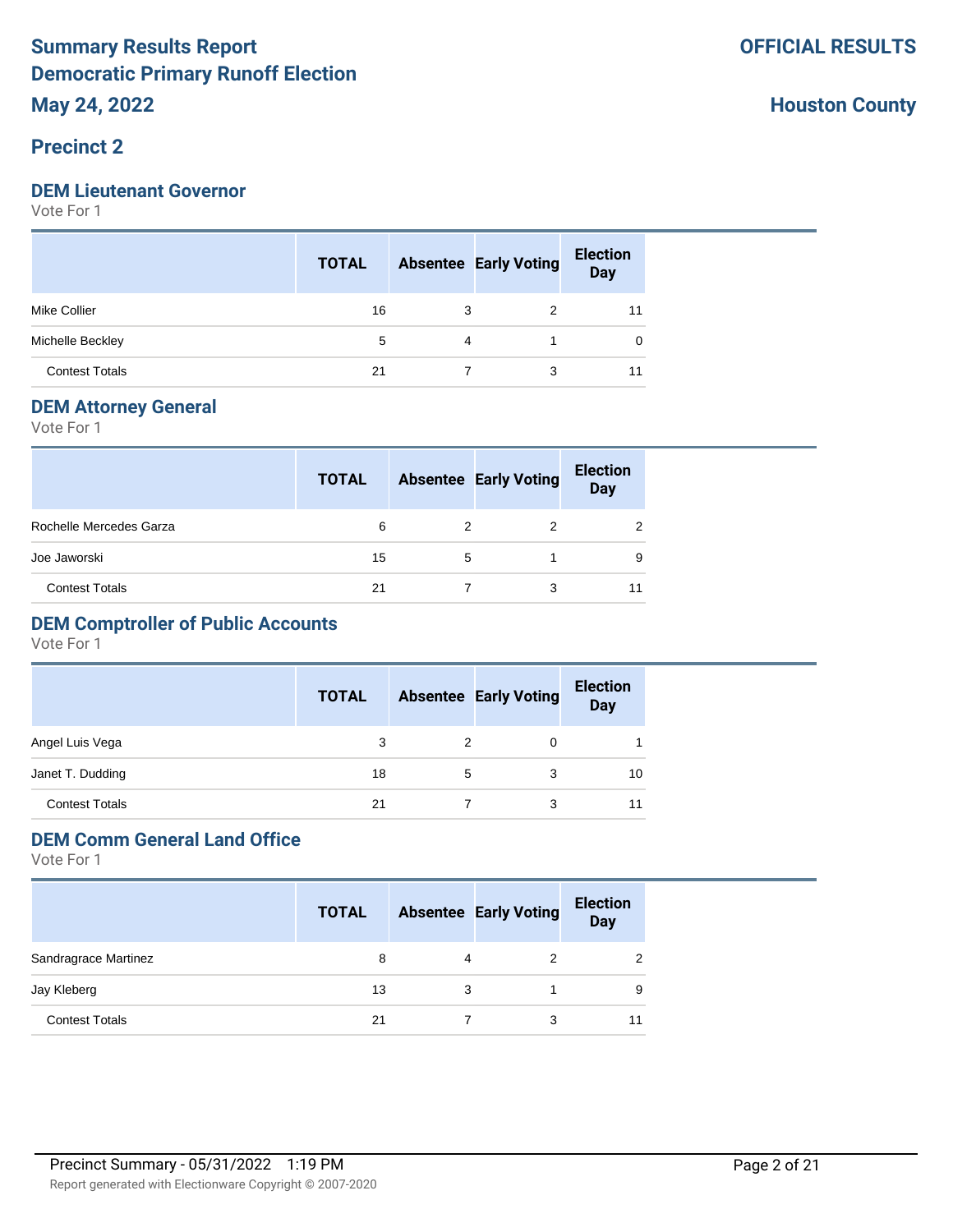# Summary Results Report
# Democratic Primary Runoff Election
# May 24, 2022

**OFFICIAL RESULTS**

**Houston County**

## Precinct 2

### DEM Lieutenant Governor

Vote For 1

| | TOTAL | Absentee | Early Voting | Election Day |
|---|---|---|---|---|
| Mike Collier | 16 | 3 | 2 | 11 |
| Michelle Beckley | 5 | 4 | 1 | 0 |
| Contest Totals | 21 | 7 | 3 | 11 |

### DEM Attorney General

Vote For 1

| | TOTAL | Absentee | Early Voting | Election Day |
|---|---|---|---|---|
| Rochelle Mercedes Garza | 6 | 2 | 2 | 2 |
| Joe Jaworski | 15 | 5 | 1 | 9 |
| Contest Totals | 21 | 7 | 3 | 11 |

### DEM Comptroller of Public Accounts

Vote For 1

| | TOTAL | Absentee | Early Voting | Election Day |
|---|---|---|---|---|
| Angel Luis Vega | 3 | 2 | 0 | 1 |
| Janet T. Dudding | 18 | 5 | 3 | 10 |
| Contest Totals | 21 | 7 | 3 | 11 |

### DEM Comm General Land Office

Vote For 1

| | TOTAL | Absentee | Early Voting | Election Day |
|---|---|---|---|---|
| Sandragrace Martinez | 8 | 4 | 2 | 2 |
| Jay Kleberg | 13 | 3 | 1 | 9 |
| Contest Totals | 21 | 7 | 3 | 11 |

Precinct Summary - 05/31/2022 1:19 PM

Report generated with Electionware Copyright © 2007-2020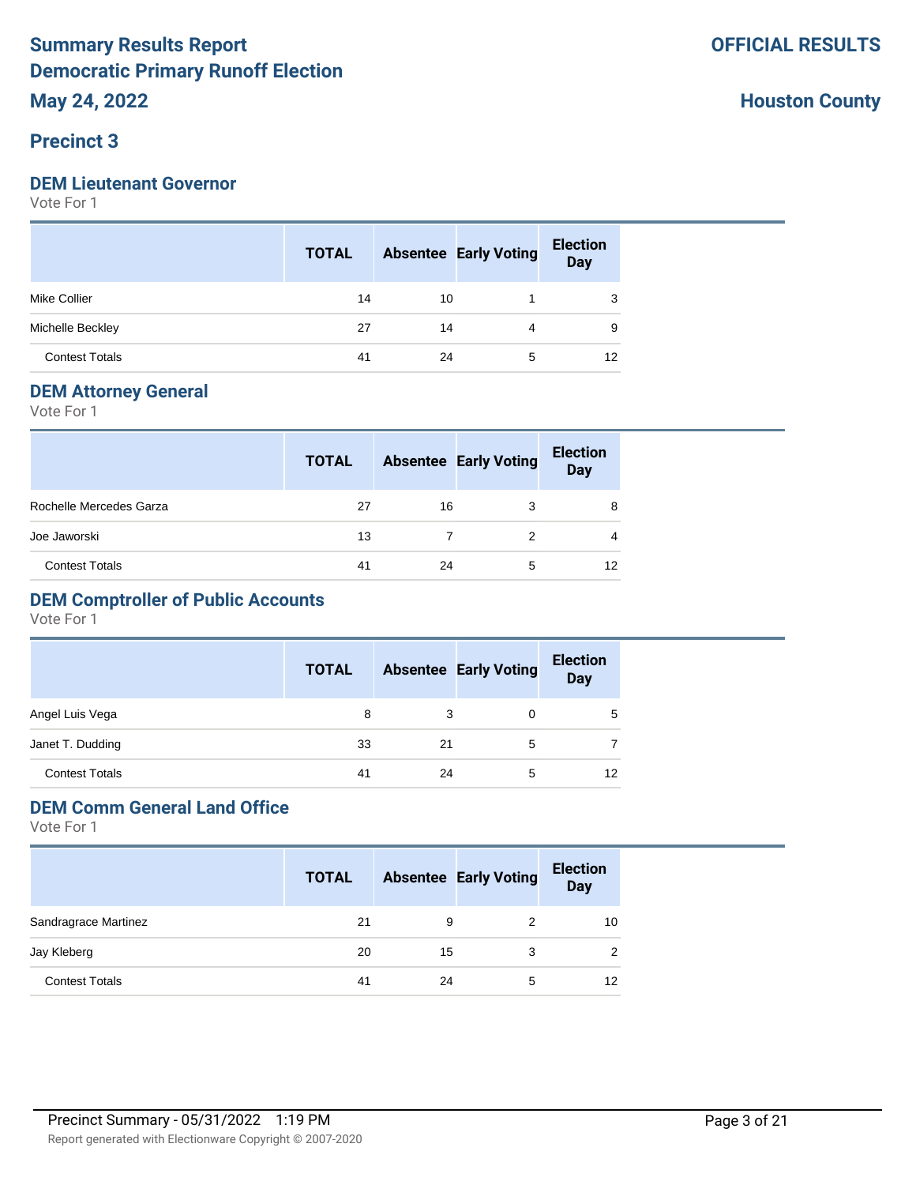# Summary Results Report
## Democratic Primary Runoff Election
## May 24, 2022

**OFFICIAL RESULTS**

**Houston County**

## Precinct 3

### DEM Lieutenant Governor

Vote For 1

| | TOTAL | Absentee | Early Voting | Election Day |
|---|---|---|---|---|
| Mike Collier | 14 | 10 | 1 | 3 |
| Michelle Beckley | 27 | 14 | 4 | 9 |
| Contest Totals | 41 | 24 | 5 | 12 |

### DEM Attorney General

Vote For 1

| | TOTAL | Absentee | Early Voting | Election Day |
|---|---|---|---|---|
| Rochelle Mercedes Garza | 27 | 16 | 3 | 8 |
| Joe Jaworski | 13 | 7 | 2 | 4 |
| Contest Totals | 41 | 24 | 5 | 12 |

### DEM Comptroller of Public Accounts

Vote For 1

| | TOTAL | Absentee | Early Voting | Election Day |
|---|---|---|---|---|
| Angel Luis Vega | 8 | 3 | 0 | 5 |
| Janet T. Dudding | 33 | 21 | 5 | 7 |
| Contest Totals | 41 | 24 | 5 | 12 |

### DEM Comm General Land Office

Vote For 1

| | TOTAL | Absentee | Early Voting | Election Day |
|---|---|---|---|---|
| Sandragrace Martinez | 21 | 9 | 2 | 10 |
| Jay Kleberg | 20 | 15 | 3 | 2 |
| Contest Totals | 41 | 24 | 5 | 12 |

Precinct Summary - 05/31/2022 1:19 PM

Report generated with Electionware Copyright © 2007-2020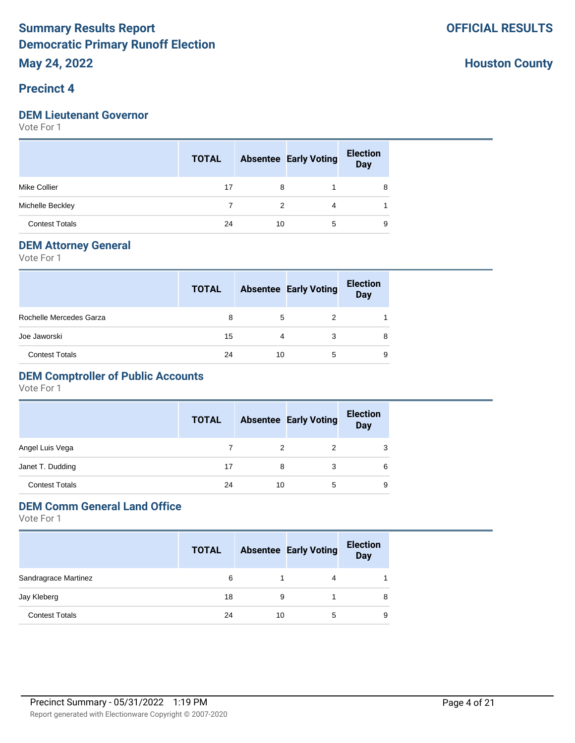# Summary Results Report
# Democratic Primary Runoff Election
# May 24, 2022

**OFFICIAL RESULTS**

**Houston County**

## Precinct 4

### DEM Lieutenant Governor

Vote For 1

| | TOTAL | Absentee | Early Voting | Election Day |
|---|---|---|---|---|
| Mike Collier | 17 | 8 | 1 | 8 |
| Michelle Beckley | 7 | 2 | 4 | 1 |
| Contest Totals | 24 | 10 | 5 | 9 |

### DEM Attorney General

Vote For 1

| | TOTAL | Absentee | Early Voting | Election Day |
|---|---|---|---|---|
| Rochelle Mercedes Garza | 8 | 5 | 2 | 1 |
| Joe Jaworski | 15 | 4 | 3 | 8 |
| Contest Totals | 24 | 10 | 5 | 9 |

### DEM Comptroller of Public Accounts

Vote For 1

| | TOTAL | Absentee | Early Voting | Election Day |
|---|---|---|---|---|
| Angel Luis Vega | 7 | 2 | 2 | 3 |
| Janet T. Dudding | 17 | 8 | 3 | 6 |
| Contest Totals | 24 | 10 | 5 | 9 |

### DEM Comm General Land Office

Vote For 1

| | TOTAL | Absentee | Early Voting | Election Day |
|---|---|---|---|---|
| Sandragrace Martinez | 6 | 1 | 4 | 1 |
| Jay Kleberg | 18 | 9 | 1 | 8 |
| Contest Totals | 24 | 10 | 5 | 9 |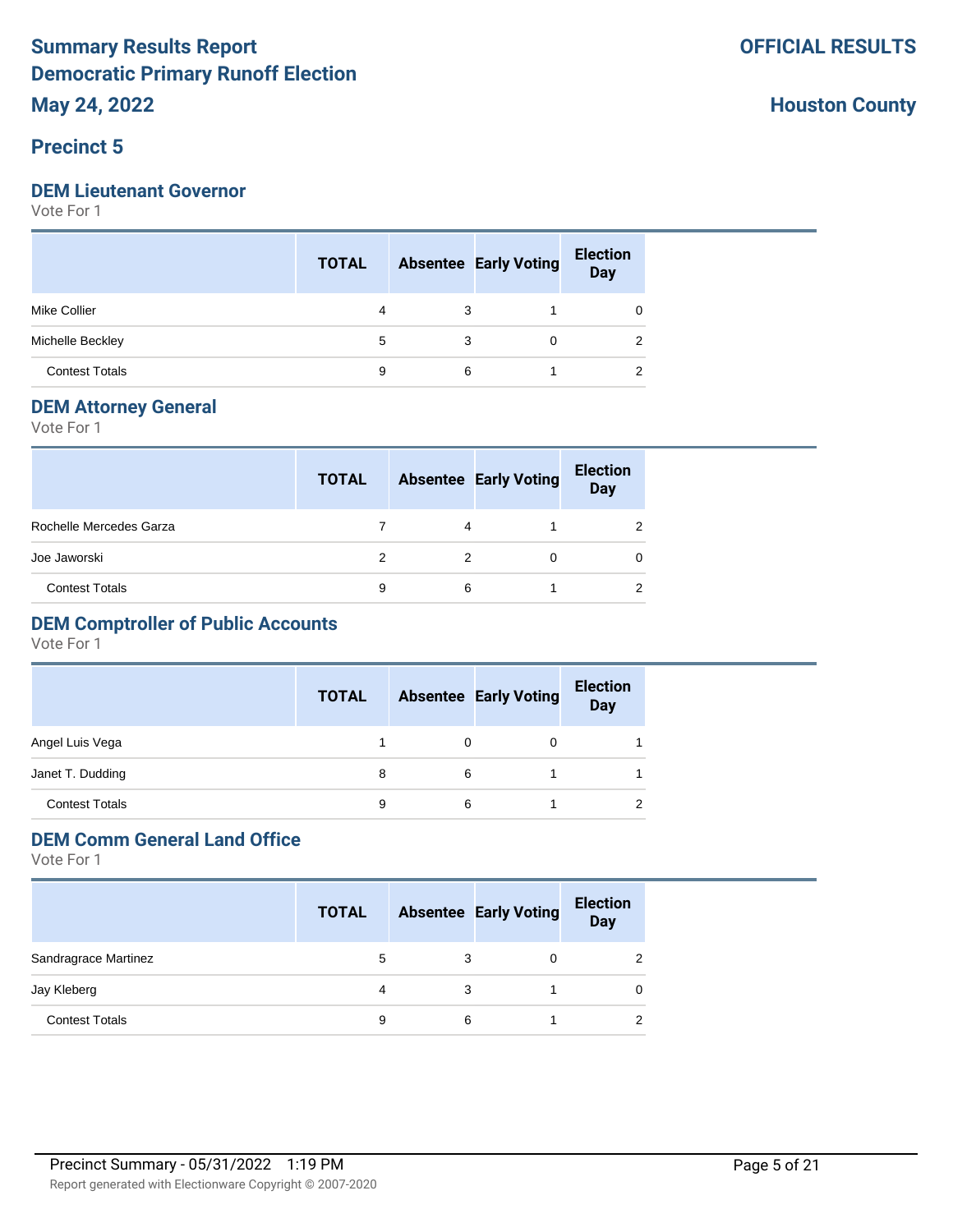# Summary Results Report
# Democratic Primary Runoff Election
# May 24, 2022

**OFFICIAL RESULTS**

**Houston County**

## Precinct 5

### DEM Lieutenant Governor

Vote For 1

| | TOTAL | Absentee | Early Voting | Election Day |
|---|---|---|---|---|
| Mike Collier | 4 | 3 | 1 | 0 |
| Michelle Beckley | 5 | 3 | 0 | 2 |
| Contest Totals | 9 | 6 | 1 | 2 |

### DEM Attorney General

Vote For 1

| | TOTAL | Absentee | Early Voting | Election Day |
|---|---|---|---|---|
| Rochelle Mercedes Garza | 7 | 4 | 1 | 2 |
| Joe Jaworski | 2 | 2 | 0 | 0 |
| Contest Totals | 9 | 6 | 1 | 2 |

### DEM Comptroller of Public Accounts

Vote For 1

| | TOTAL | Absentee | Early Voting | Election Day |
|---|---|---|---|---|
| Angel Luis Vega | 1 | 0 | 0 | 1 |
| Janet T. Dudding | 8 | 6 | 1 | 1 |
| Contest Totals | 9 | 6 | 1 | 2 |

### DEM Comm General Land Office

Vote For 1

| | TOTAL | Absentee | Early Voting | Election Day |
|---|---|---|---|---|
| Sandragrace Martinez | 5 | 3 | 0 | 2 |
| Jay Kleberg | 4 | 3 | 1 | 0 |
| Contest Totals | 9 | 6 | 1 | 2 |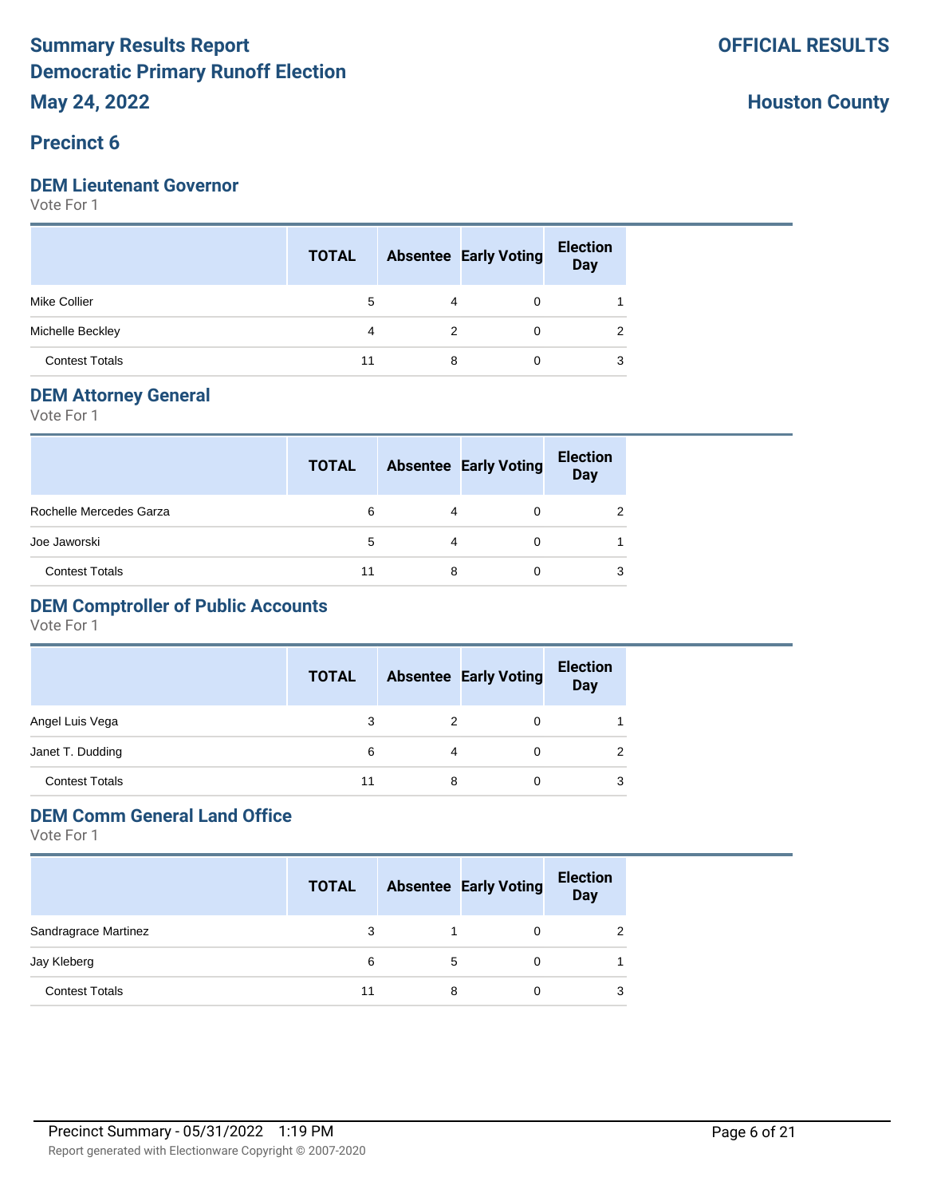# Summary Results Report
# Democratic Primary Runoff Election
## May 24, 2022

**OFFICIAL RESULTS**

**Houston County**

## Precinct 6

### DEM Lieutenant Governor

Vote For 1

| | TOTAL | Absentee | Early Voting | Election Day |
|---|---|---|---|---|
| Mike Collier | 5 | 4 | 0 | 1 |
| Michelle Beckley | 4 | 2 | 0 | 2 |
| Contest Totals | 11 | 8 | 0 | 3 |

### DEM Attorney General

Vote For 1

| | TOTAL | Absentee | Early Voting | Election Day |
|---|---|---|---|---|
| Rochelle Mercedes Garza | 6 | 4 | 0 | 2 |
| Joe Jaworski | 5 | 4 | 0 | 1 |
| Contest Totals | 11 | 8 | 0 | 3 |

### DEM Comptroller of Public Accounts

Vote For 1

| | TOTAL | Absentee | Early Voting | Election Day |
|---|---|---|---|---|
| Angel Luis Vega | 3 | 2 | 0 | 1 |
| Janet T. Dudding | 6 | 4 | 0 | 2 |
| Contest Totals | 11 | 8 | 0 | 3 |

### DEM Comm General Land Office

Vote For 1

| | TOTAL | Absentee | Early Voting | Election Day |
|---|---|---|---|---|
| Sandragrace Martinez | 3 | 1 | 0 | 2 |
| Jay Kleberg | 6 | 5 | 0 | 1 |
| Contest Totals | 11 | 8 | 0 | 3 |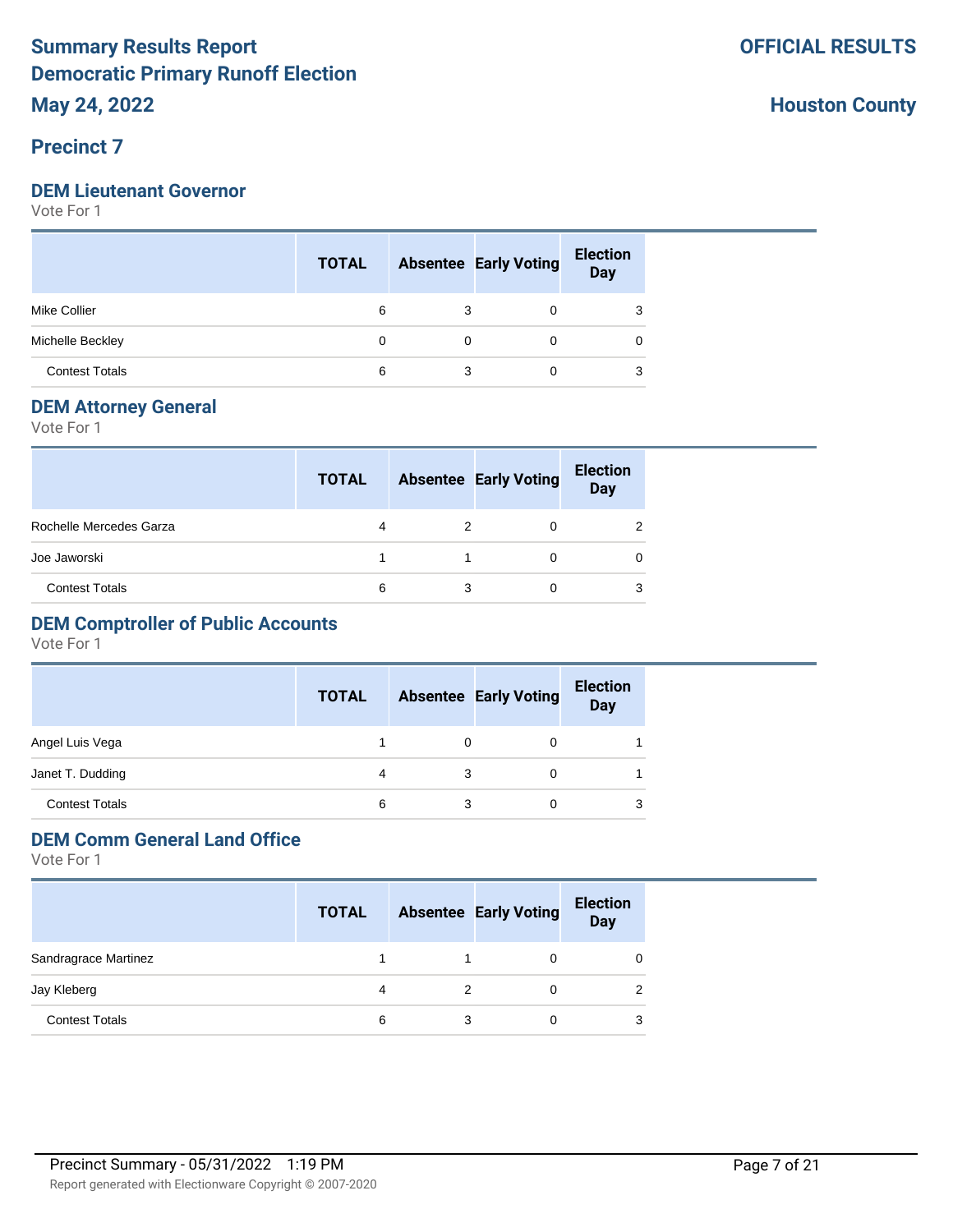# Summary Results Report

# Democratic Primary Runoff Election

## May 24, 2022

**OFFICIAL RESULTS**

**Houston County**

## Precinct 7

### DEM Lieutenant Governor

Vote For 1

| | TOTAL | Absentee | Early Voting | Election Day |
|---|---|---|---|---|
| Mike Collier | 6 | 3 | 0 | 3 |
| Michelle Beckley | 0 | 0 | 0 | 0 |
| Contest Totals | 6 | 3 | 0 | 3 |

### DEM Attorney General

Vote For 1

| | TOTAL | Absentee | Early Voting | Election Day |
|---|---|---|---|---|
| Rochelle Mercedes Garza | 4 | 2 | 0 | 2 |
| Joe Jaworski | 1 | 1 | 0 | 0 |
| Contest Totals | 6 | 3 | 0 | 3 |

### DEM Comptroller of Public Accounts

Vote For 1

| | TOTAL | Absentee | Early Voting | Election Day |
|---|---|---|---|---|
| Angel Luis Vega | 1 | 0 | 0 | 1 |
| Janet T. Dudding | 4 | 3 | 0 | 1 |
| Contest Totals | 6 | 3 | 0 | 3 |

### DEM Comm General Land Office

Vote For 1

| | TOTAL | Absentee | Early Voting | Election Day |
|---|---|---|---|---|
| Sandragrace Martinez | 1 | 1 | 0 | 0 |
| Jay Kleberg | 4 | 2 | 0 | 2 |
| Contest Totals | 6 | 3 | 0 | 3 |

Precinct Summary - 05/31/2022 1:19 PM

Report generated with Electionware Copyright © 2007-2020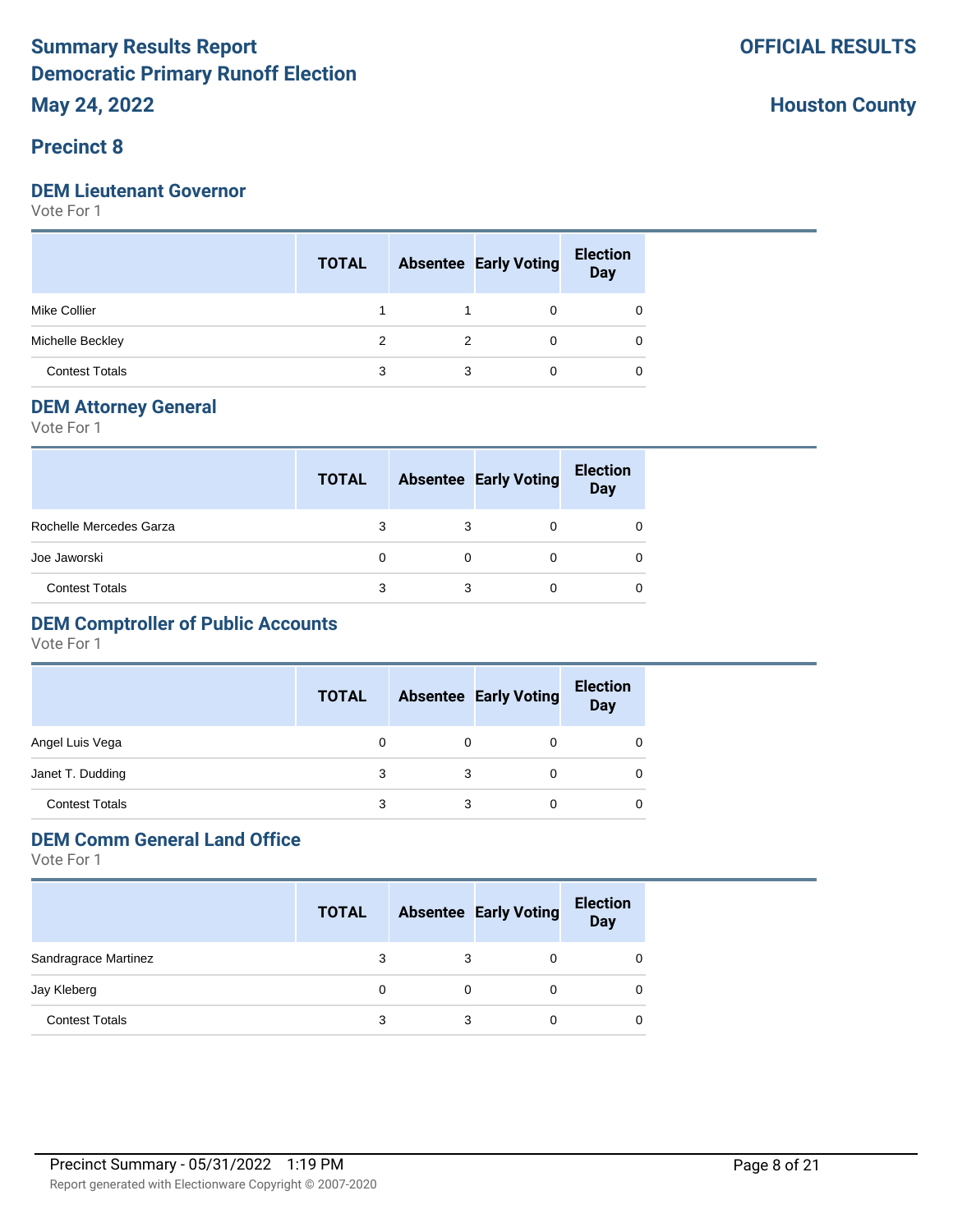# Summary Results Report
# Democratic Primary Runoff Election
## May 24, 2022

**OFFICIAL RESULTS**

**Houston County**

## Precinct 8

### DEM Lieutenant Governor

Vote For 1

| | TOTAL | Absentee | Early Voting | Election Day |
|---|---|---|---|---|
| Mike Collier | 1 | 1 | 0 | 0 |
| Michelle Beckley | 2 | 2 | 0 | 0 |
| Contest Totals | 3 | 3 | 0 | 0 |

### DEM Attorney General

Vote For 1

| | TOTAL | Absentee | Early Voting | Election Day |
|---|---|---|---|---|
| Rochelle Mercedes Garza | 3 | 3 | 0 | 0 |
| Joe Jaworski | 0 | 0 | 0 | 0 |
| Contest Totals | 3 | 3 | 0 | 0 |

### DEM Comptroller of Public Accounts

Vote For 1

| | TOTAL | Absentee | Early Voting | Election Day |
|---|---|---|---|---|
| Angel Luis Vega | 0 | 0 | 0 | 0 |
| Janet T. Dudding | 3 | 3 | 0 | 0 |
| Contest Totals | 3 | 3 | 0 | 0 |

### DEM Comm General Land Office

Vote For 1

| | TOTAL | Absentee | Early Voting | Election Day |
|---|---|---|---|---|
| Sandragrace Martinez | 3 | 3 | 0 | 0 |
| Jay Kleberg | 0 | 0 | 0 | 0 |
| Contest Totals | 3 | 3 | 0 | 0 |

Precinct Summary - 05/31/2022 1:19 PM

Report generated with Electionware Copyright © 2007-2020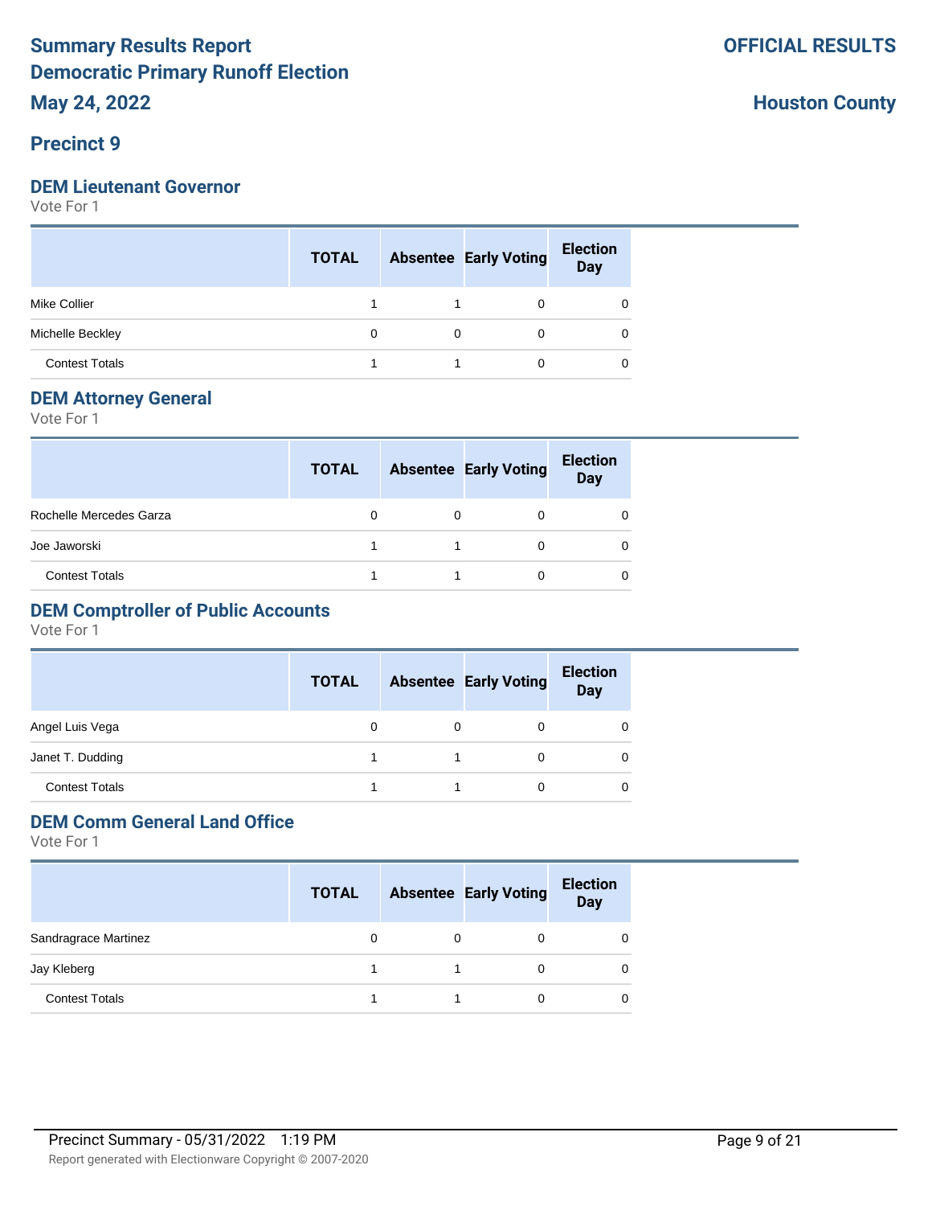# Summary Results Report
# Democratic Primary Runoff Election
# May 24, 2022

**OFFICIAL RESULTS**

**Houston County**

## Precinct 9

### DEM Lieutenant Governor

Vote For 1

| | TOTAL | Absentee | Early Voting | Election Day |
|---|---|---|---|---|
| Mike Collier | 1 | 1 | 0 | 0 |
| Michelle Beckley | 0 | 0 | 0 | 0 |
| Contest Totals | 1 | 1 | 0 | 0 |

### DEM Attorney General

Vote For 1

| | TOTAL | Absentee | Early Voting | Election Day |
|---|---|---|---|---|
| Rochelle Mercedes Garza | 0 | 0 | 0 | 0 |
| Joe Jaworski | 1 | 1 | 0 | 0 |
| Contest Totals | 1 | 1 | 0 | 0 |

### DEM Comptroller of Public Accounts

Vote For 1

| | TOTAL | Absentee | Early Voting | Election Day |
|---|---|---|---|---|
| Angel Luis Vega | 0 | 0 | 0 | 0 |
| Janet T. Dudding | 1 | 1 | 0 | 0 |
| Contest Totals | 1 | 1 | 0 | 0 |

### DEM Comm General Land Office

Vote For 1

| | TOTAL | Absentee | Early Voting | Election Day |
|---|---|---|---|---|
| Sandragrace Martinez | 0 | 0 | 0 | 0 |
| Jay Kleberg | 1 | 1 | 0 | 0 |
| Contest Totals | 1 | 1 | 0 | 0 |

Precinct Summary - 05/31/2022 1:19 PM

Report generated with Electionware Copyright © 2007-2020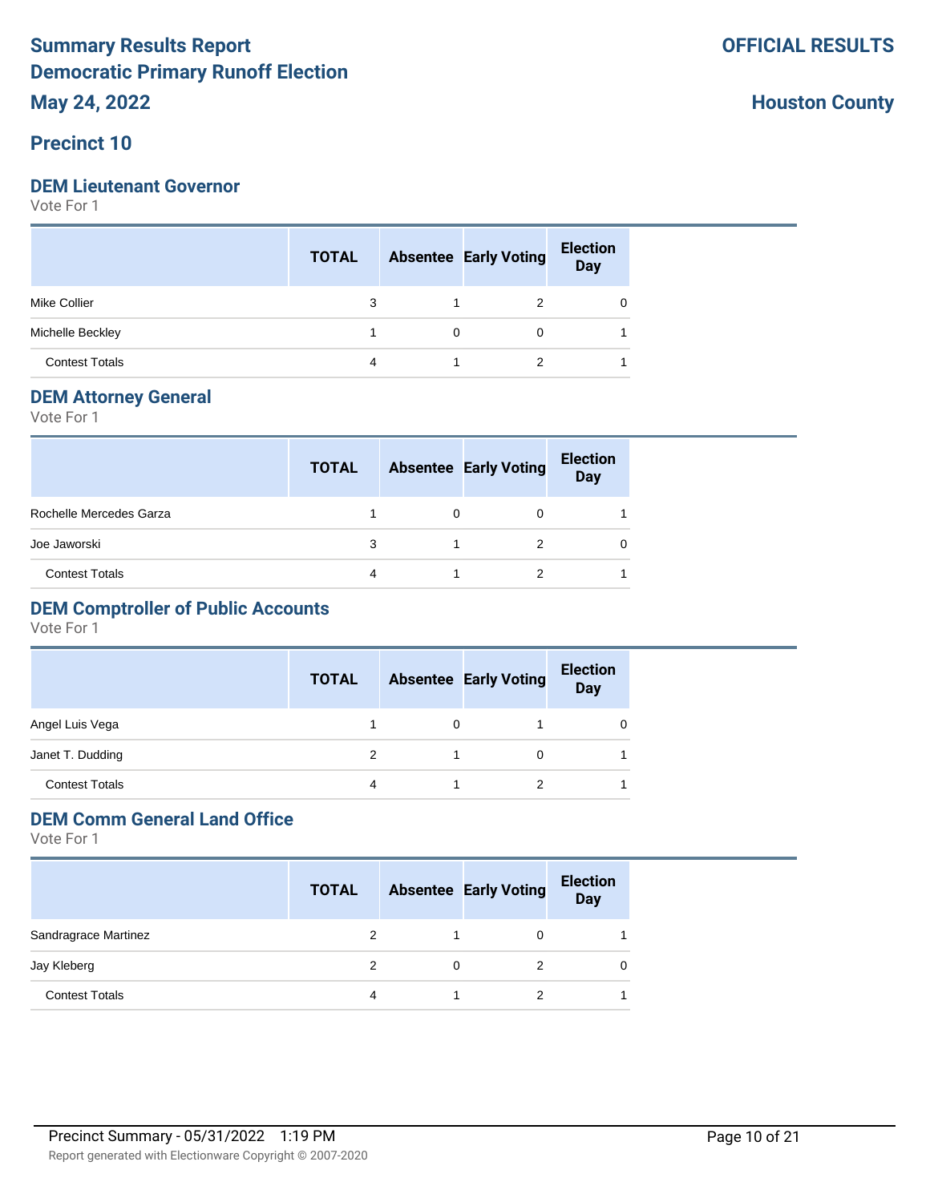# Summary Results Report

## Democratic Primary Runoff Election

## May 24, 2022

**OFFICIAL RESULTS**

**Houston County**

## Precinct 10

### DEM Lieutenant Governor

Vote For 1

| | TOTAL | Absentee | Early Voting | Election Day |
|---|---|---|---|---|
| Mike Collier | 3 | 1 | 2 | 0 |
| Michelle Beckley | 1 | 0 | 0 | 1 |
| Contest Totals | 4 | 1 | 2 | 1 |

### DEM Attorney General

Vote For 1

| | TOTAL | Absentee | Early Voting | Election Day |
|---|---|---|---|---|
| Rochelle Mercedes Garza | 1 | 0 | 0 | 1 |
| Joe Jaworski | 3 | 1 | 2 | 0 |
| Contest Totals | 4 | 1 | 2 | 1 |

### DEM Comptroller of Public Accounts

Vote For 1

| | TOTAL | Absentee | Early Voting | Election Day |
|---|---|---|---|---|
| Angel Luis Vega | 1 | 0 | 1 | 0 |
| Janet T. Dudding | 2 | 1 | 0 | 1 |
| Contest Totals | 4 | 1 | 2 | 1 |

### DEM Comm General Land Office

Vote For 1

| | TOTAL | Absentee | Early Voting | Election Day |
|---|---|---|---|---|
| Sandragrace Martinez | 2 | 1 | 0 | 1 |
| Jay Kleberg | 2 | 0 | 2 | 0 |
| Contest Totals | 4 | 1 | 2 | 1 |

Precinct Summary - 05/31/2022 1:19 PM

Report generated with Electionware Copyright © 2007-2020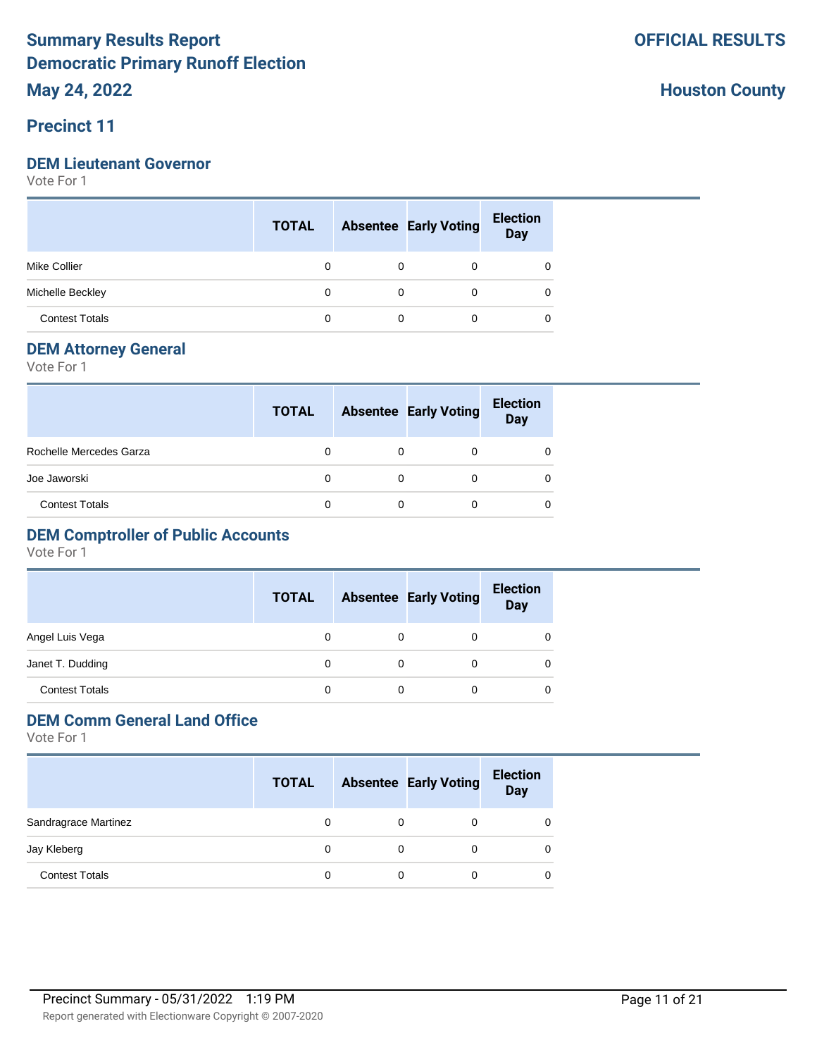# Summary Results Report
# Democratic Primary Runoff Election
# May 24, 2022

**OFFICIAL RESULTS**

**Houston County**

## Precinct 11

### DEM Lieutenant Governor

Vote For 1

| | TOTAL | Absentee | Early Voting | Election Day |
|---|---|---|---|---|
| Mike Collier | 0 | 0 | 0 | 0 |
| Michelle Beckley | 0 | 0 | 0 | 0 |
| Contest Totals | 0 | 0 | 0 | 0 |

### DEM Attorney General

Vote For 1

| | TOTAL | Absentee | Early Voting | Election Day |
|---|---|---|---|---|
| Rochelle Mercedes Garza | 0 | 0 | 0 | 0 |
| Joe Jaworski | 0 | 0 | 0 | 0 |
| Contest Totals | 0 | 0 | 0 | 0 |

### DEM Comptroller of Public Accounts

Vote For 1

| | TOTAL | Absentee | Early Voting | Election Day |
|---|---|---|---|---|
| Angel Luis Vega | 0 | 0 | 0 | 0 |
| Janet T. Dudding | 0 | 0 | 0 | 0 |
| Contest Totals | 0 | 0 | 0 | 0 |

### DEM Comm General Land Office

Vote For 1

| | TOTAL | Absentee | Early Voting | Election Day |
|---|---|---|---|---|
| Sandragrace Martinez | 0 | 0 | 0 | 0 |
| Jay Kleberg | 0 | 0 | 0 | 0 |
| Contest Totals | 0 | 0 | 0 | 0 |

Precinct Summary - 05/31/2022 1:19 PM

Report generated with Electionware Copyright © 2007-2020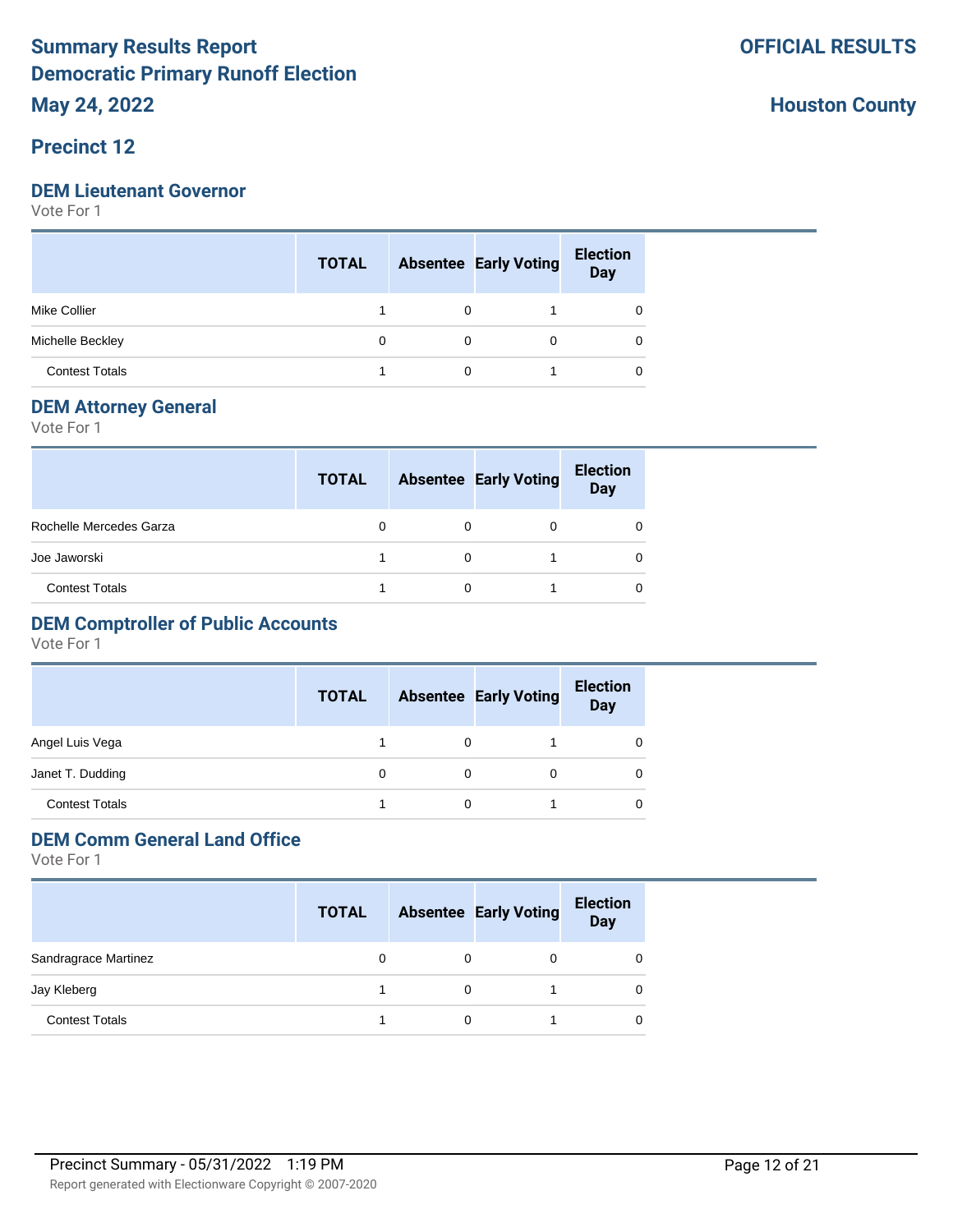# Summary Results Report
# Democratic Primary Runoff Election
# May 24, 2022

**OFFICIAL RESULTS**

**Houston County**

## Precinct 12

### DEM Lieutenant Governor

Vote For 1

| | TOTAL | Absentee | Early Voting | Election Day |
|---|---|---|---|---|
| Mike Collier | 1 | 0 | 1 | 0 |
| Michelle Beckley | 0 | 0 | 0 | 0 |
| Contest Totals | 1 | 0 | 1 | 0 |

### DEM Attorney General

Vote For 1

| | TOTAL | Absentee | Early Voting | Election Day |
|---|---|---|---|---|
| Rochelle Mercedes Garza | 0 | 0 | 0 | 0 |
| Joe Jaworski | 1 | 0 | 1 | 0 |
| Contest Totals | 1 | 0 | 1 | 0 |

### DEM Comptroller of Public Accounts

Vote For 1

| | TOTAL | Absentee | Early Voting | Election Day |
|---|---|---|---|---|
| Angel Luis Vega | 1 | 0 | 1 | 0 |
| Janet T. Dudding | 0 | 0 | 0 | 0 |
| Contest Totals | 1 | 0 | 1 | 0 |

### DEM Comm General Land Office

Vote For 1

| | TOTAL | Absentee | Early Voting | Election Day |
|---|---|---|---|---|
| Sandragrace Martinez | 0 | 0 | 0 | 0 |
| Jay Kleberg | 1 | 0 | 1 | 0 |
| Contest Totals | 1 | 0 | 1 | 0 |

Precinct Summary - 05/31/2022 1:19 PM

Report generated with Electionware Copyright © 2007-2020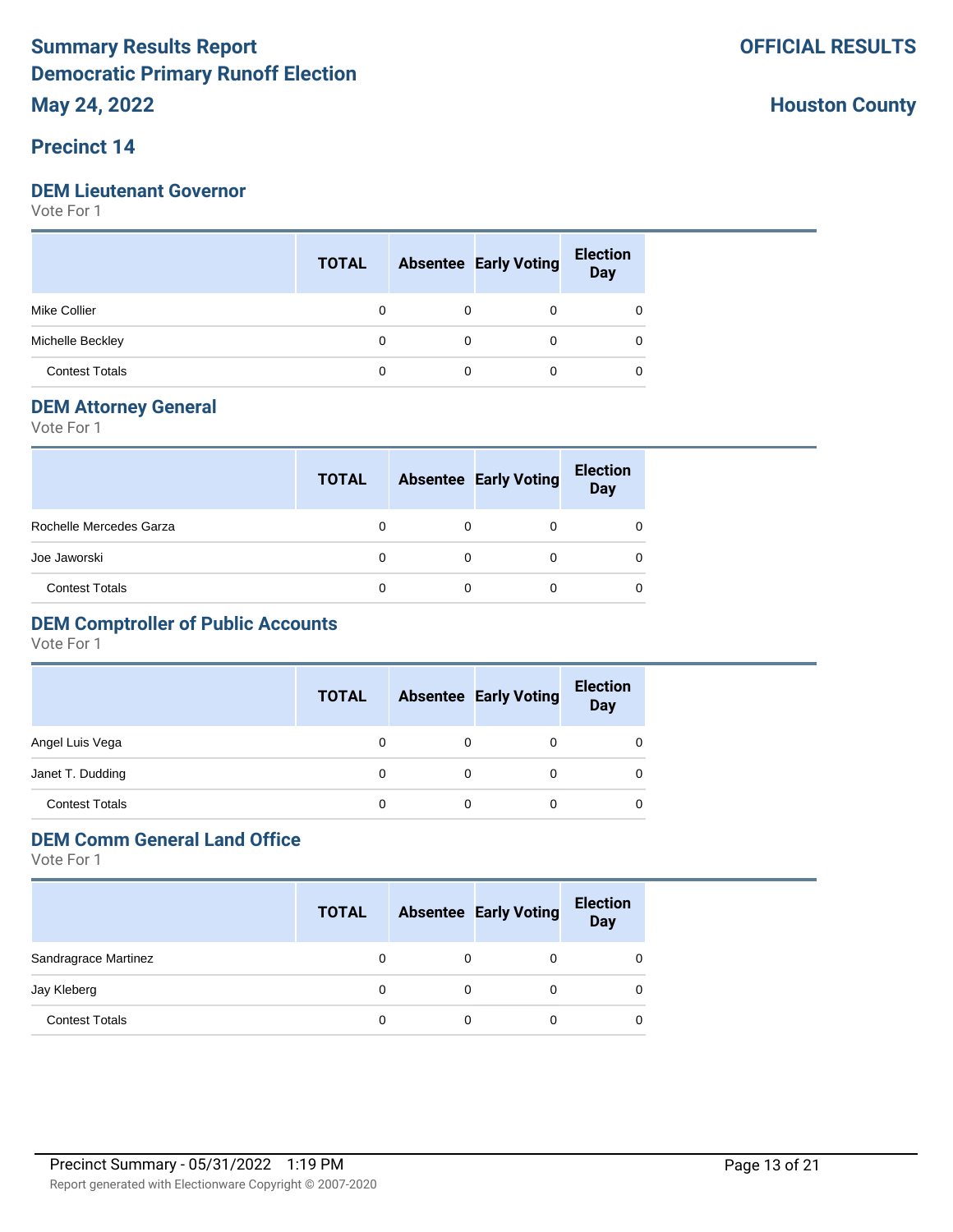# Summary Results Report
# Democratic Primary Runoff Election
# May 24, 2022

**OFFICIAL RESULTS**

**Houston County**

## Precinct 14

### DEM Lieutenant Governor

Vote For 1

| | TOTAL | Absentee | Early Voting | Election Day |
|---|---|---|---|---|
| Mike Collier | 0 | 0 | 0 | 0 |
| Michelle Beckley | 0 | 0 | 0 | 0 |
| Contest Totals | 0 | 0 | 0 | 0 |

### DEM Attorney General

Vote For 1

| | TOTAL | Absentee | Early Voting | Election Day |
|---|---|---|---|---|
| Rochelle Mercedes Garza | 0 | 0 | 0 | 0 |
| Joe Jaworski | 0 | 0 | 0 | 0 |
| Contest Totals | 0 | 0 | 0 | 0 |

### DEM Comptroller of Public Accounts

Vote For 1

| | TOTAL | Absentee | Early Voting | Election Day |
|---|---|---|---|---|
| Angel Luis Vega | 0 | 0 | 0 | 0 |
| Janet T. Dudding | 0 | 0 | 0 | 0 |
| Contest Totals | 0 | 0 | 0 | 0 |

### DEM Comm General Land Office

Vote For 1

| | TOTAL | Absentee | Early Voting | Election Day |
|---|---|---|---|---|
| Sandragrace Martinez | 0 | 0 | 0 | 0 |
| Jay Kleberg | 0 | 0 | 0 | 0 |
| Contest Totals | 0 | 0 | 0 | 0 |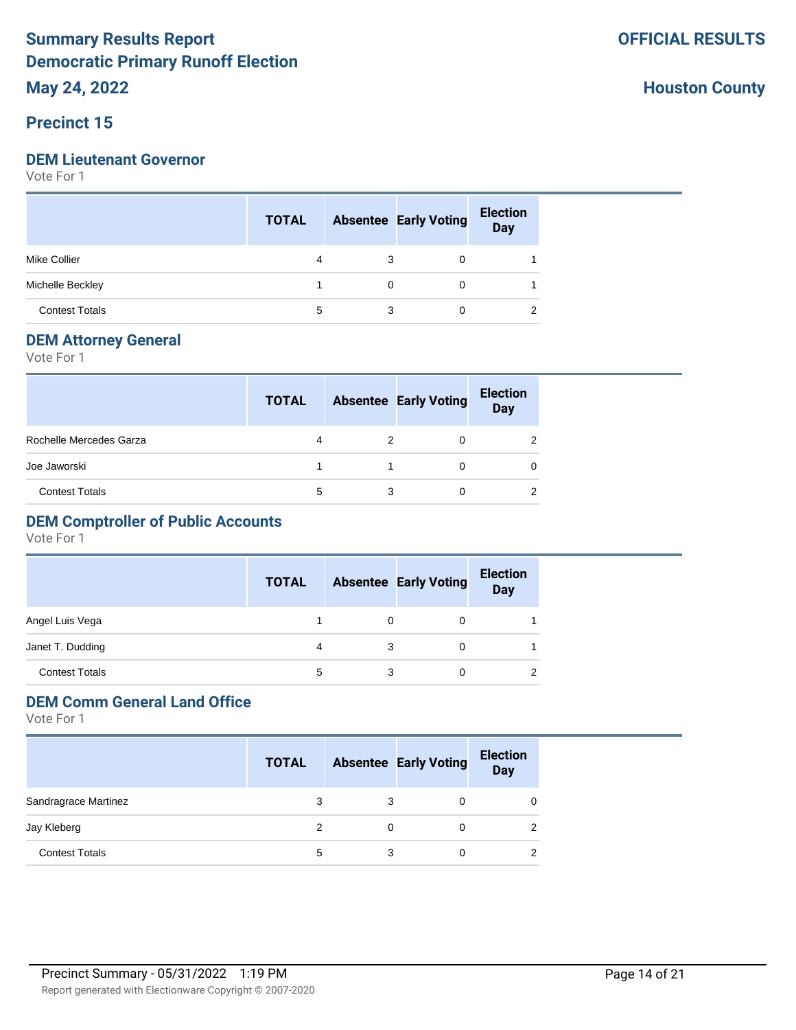# Summary Results Report
# Democratic Primary Runoff Election
# May 24, 2022

**OFFICIAL RESULTS**

**Houston County**

## Precinct 15

### DEM Lieutenant Governor

Vote For 1

| | TOTAL | Absentee | Early Voting | Election Day |
|---|---|---|---|---|
| Mike Collier | 4 | 3 | 0 | 1 |
| Michelle Beckley | 1 | 0 | 0 | 1 |
| Contest Totals | 5 | 3 | 0 | 2 |

### DEM Attorney General

Vote For 1

| | TOTAL | Absentee | Early Voting | Election Day |
|---|---|---|---|---|
| Rochelle Mercedes Garza | 4 | 2 | 0 | 2 |
| Joe Jaworski | 1 | 1 | 0 | 0 |
| Contest Totals | 5 | 3 | 0 | 2 |

### DEM Comptroller of Public Accounts

Vote For 1

| | TOTAL | Absentee | Early Voting | Election Day |
|---|---|---|---|---|
| Angel Luis Vega | 1 | 0 | 0 | 1 |
| Janet T. Dudding | 4 | 3 | 0 | 1 |
| Contest Totals | 5 | 3 | 0 | 2 |

### DEM Comm General Land Office

Vote For 1

| | TOTAL | Absentee | Early Voting | Election Day |
|---|---|---|---|---|
| Sandragrace Martinez | 3 | 3 | 0 | 0 |
| Jay Kleberg | 2 | 0 | 0 | 2 |
| Contest Totals | 5 | 3 | 0 | 2 |

Precinct Summary - 05/31/2022 1:19 PM

Report generated with Electionware Copyright © 2007-2020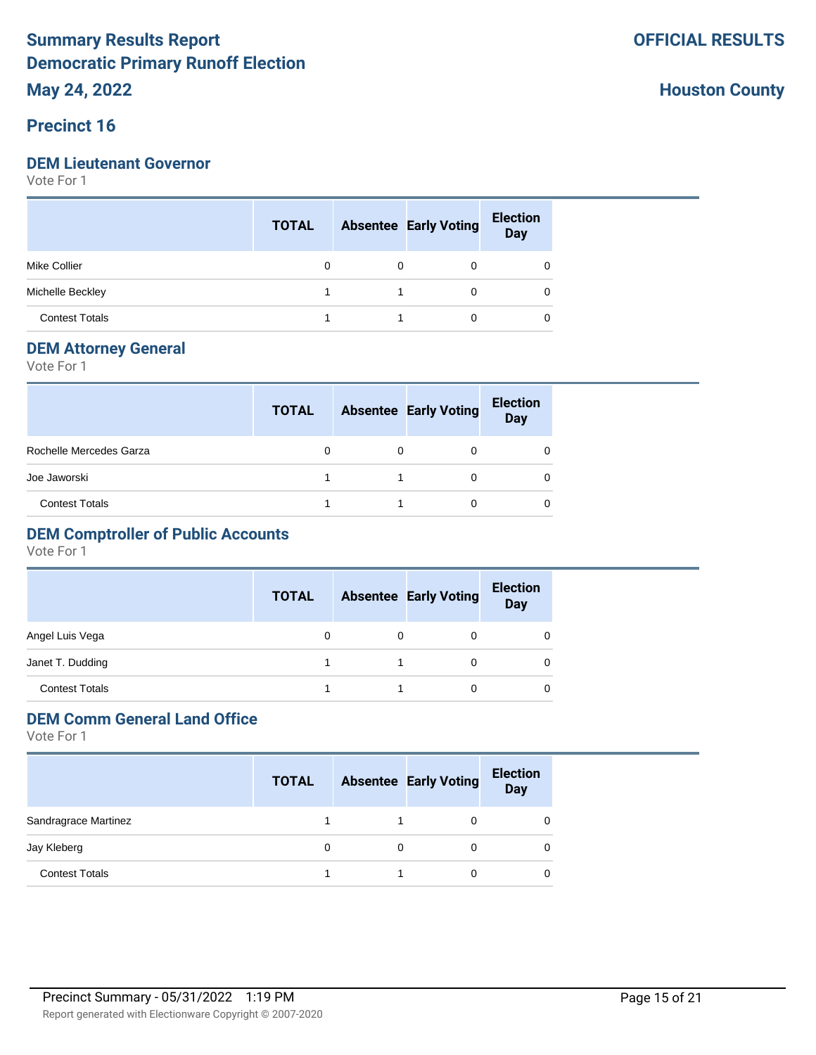# Summary Results Report

# Democratic Primary Runoff Election

# May 24, 2022

**OFFICIAL RESULTS**

**Houston County**

## Precinct 16

### DEM Lieutenant Governor

Vote For 1

| | TOTAL | Absentee | Early Voting | Election Day |
|---|---|---|---|---|
| Mike Collier | 0 | 0 | 0 | 0 |
| Michelle Beckley | 1 | 1 | 0 | 0 |
| Contest Totals | 1 | 1 | 0 | 0 |

### DEM Attorney General

Vote For 1

| | TOTAL | Absentee | Early Voting | Election Day |
|---|---|---|---|---|
| Rochelle Mercedes Garza | 0 | 0 | 0 | 0 |
| Joe Jaworski | 1 | 1 | 0 | 0 |
| Contest Totals | 1 | 1 | 0 | 0 |

### DEM Comptroller of Public Accounts

Vote For 1

| | TOTAL | Absentee | Early Voting | Election Day |
|---|---|---|---|---|
| Angel Luis Vega | 0 | 0 | 0 | 0 |
| Janet T. Dudding | 1 | 1 | 0 | 0 |
| Contest Totals | 1 | 1 | 0 | 0 |

### DEM Comm General Land Office

Vote For 1

| | TOTAL | Absentee | Early Voting | Election Day |
|---|---|---|---|---|
| Sandragrace Martinez | 1 | 1 | 0 | 0 |
| Jay Kleberg | 0 | 0 | 0 | 0 |
| Contest Totals | 1 | 1 | 0 | 0 |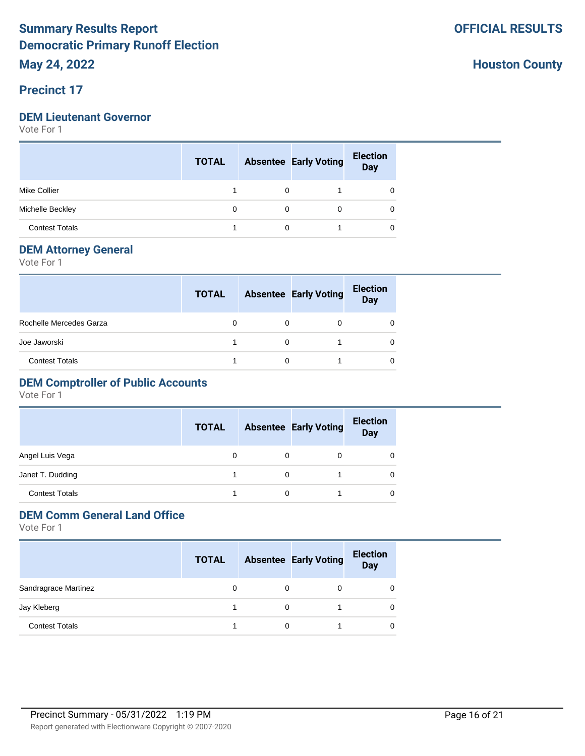# Summary Results Report

# Democratic Primary Runoff Election

# May 24, 2022

**OFFICIAL RESULTS**

**Houston County**

## Precinct 17

### DEM Lieutenant Governor

Vote For 1

| | TOTAL | Absentee | Early Voting | Election Day |
|---|---|---|---|---|
| Mike Collier | 1 | 0 | 1 | 0 |
| Michelle Beckley | 0 | 0 | 0 | 0 |
| Contest Totals | 1 | 0 | 1 | 0 |

### DEM Attorney General

Vote For 1

| | TOTAL | Absentee | Early Voting | Election Day |
|---|---|---|---|---|
| Rochelle Mercedes Garza | 0 | 0 | 0 | 0 |
| Joe Jaworski | 1 | 0 | 1 | 0 |
| Contest Totals | 1 | 0 | 1 | 0 |

### DEM Comptroller of Public Accounts

Vote For 1

| | TOTAL | Absentee | Early Voting | Election Day |
|---|---|---|---|---|
| Angel Luis Vega | 0 | 0 | 0 | 0 |
| Janet T. Dudding | 1 | 0 | 1 | 0 |
| Contest Totals | 1 | 0 | 1 | 0 |

### DEM Comm General Land Office

Vote For 1

| | TOTAL | Absentee | Early Voting | Election Day |
|---|---|---|---|---|
| Sandragrace Martinez | 0 | 0 | 0 | 0 |
| Jay Kleberg | 1 | 0 | 1 | 0 |
| Contest Totals | 1 | 0 | 1 | 0 |

Precinct Summary - 05/31/2022 1:19 PM

Report generated with Electionware Copyright © 2007-2020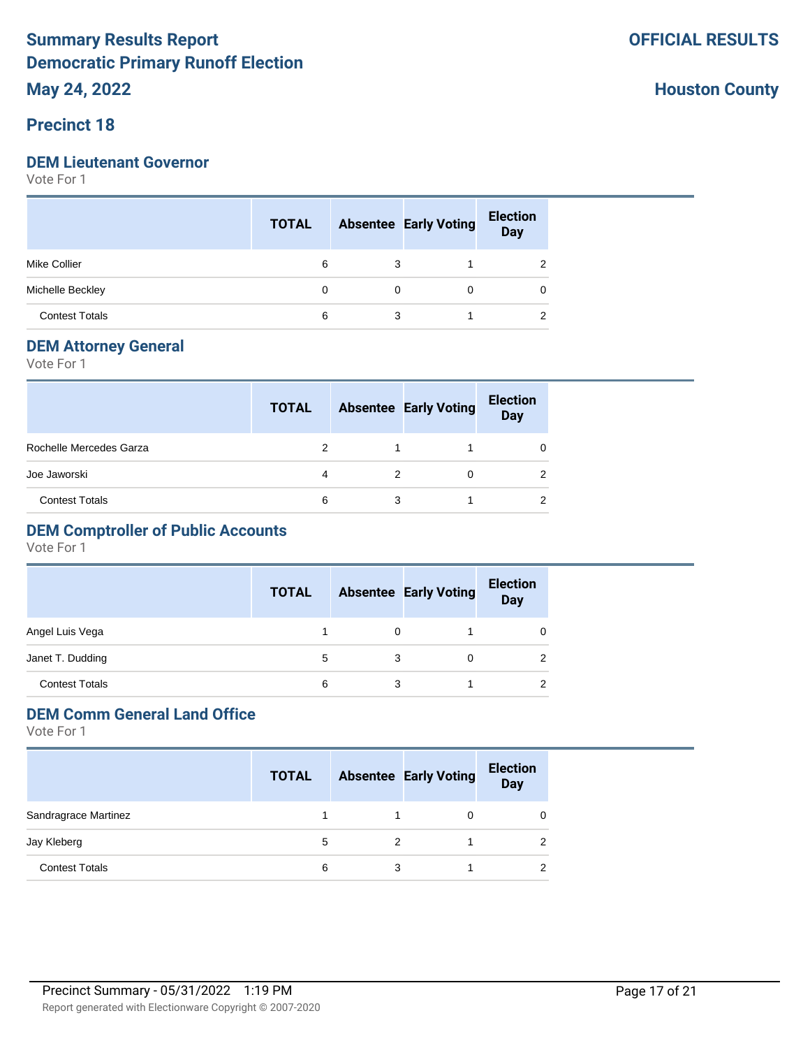# Summary Results Report
# Democratic Primary Runoff Election
# May 24, 2022

**OFFICIAL RESULTS**

**Houston County**

## Precinct 18

### DEM Lieutenant Governor
Vote For 1

| | TOTAL | Absentee | Early Voting | Election Day |
|---|---|---|---|---|
| Mike Collier | 6 | 3 | 1 | 2 |
| Michelle Beckley | 0 | 0 | 0 | 0 |
| Contest Totals | 6 | 3 | 1 | 2 |

### DEM Attorney General
Vote For 1

| | TOTAL | Absentee | Early Voting | Election Day |
|---|---|---|---|---|
| Rochelle Mercedes Garza | 2 | 1 | 1 | 0 |
| Joe Jaworski | 4 | 2 | 0 | 2 |
| Contest Totals | 6 | 3 | 1 | 2 |

### DEM Comptroller of Public Accounts
Vote For 1

| | TOTAL | Absentee | Early Voting | Election Day |
|---|---|---|---|---|
| Angel Luis Vega | 1 | 0 | 1 | 0 |
| Janet T. Dudding | 5 | 3 | 0 | 2 |
| Contest Totals | 6 | 3 | 1 | 2 |

### DEM Comm General Land Office
Vote For 1

| | TOTAL | Absentee | Early Voting | Election Day |
|---|---|---|---|---|
| Sandragrace Martinez | 1 | 1 | 0 | 0 |
| Jay Kleberg | 5 | 2 | 1 | 2 |
| Contest Totals | 6 | 3 | 1 | 2 |

Precinct Summary - 05/31/2022 1:19 PM

Report generated with Electionware Copyright © 2007-2020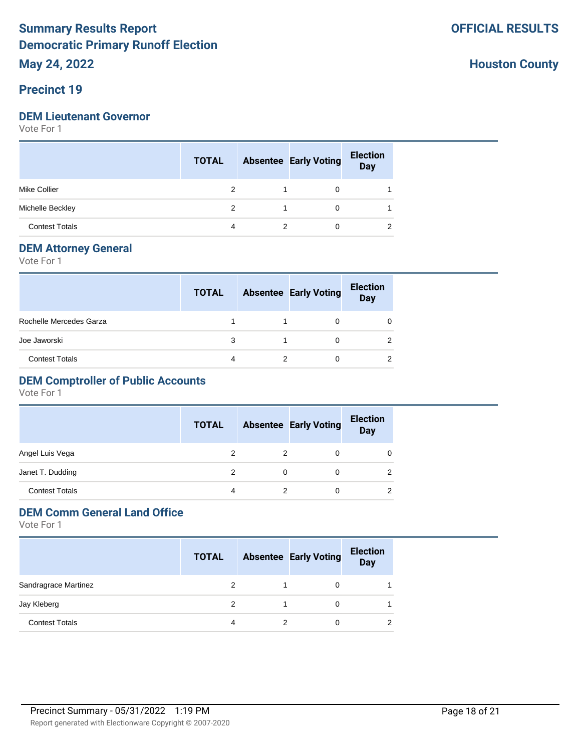# Summary Results Report
# Democratic Primary Runoff Election
# May 24, 2022

**OFFICIAL RESULTS**

**Houston County**

## Precinct 19

### DEM Lieutenant Governor

Vote For 1

| | TOTAL | Absentee | Early Voting | Election Day |
|---|---|---|---|---|
| Mike Collier | 2 | 1 | 0 | 1 |
| Michelle Beckley | 2 | 1 | 0 | 1 |
| Contest Totals | 4 | 2 | 0 | 2 |

### DEM Attorney General

Vote For 1

| | TOTAL | Absentee | Early Voting | Election Day |
|---|---|---|---|---|
| Rochelle Mercedes Garza | 1 | 1 | 0 | 0 |
| Joe Jaworski | 3 | 1 | 0 | 2 |
| Contest Totals | 4 | 2 | 0 | 2 |

### DEM Comptroller of Public Accounts

Vote For 1

| | TOTAL | Absentee | Early Voting | Election Day |
|---|---|---|---|---|
| Angel Luis Vega | 2 | 2 | 0 | 0 |
| Janet T. Dudding | 2 | 0 | 0 | 2 |
| Contest Totals | 4 | 2 | 0 | 2 |

### DEM Comm General Land Office

Vote For 1

| | TOTAL | Absentee | Early Voting | Election Day |
|---|---|---|---|---|
| Sandragrace Martinez | 2 | 1 | 0 | 1 |
| Jay Kleberg | 2 | 1 | 0 | 1 |
| Contest Totals | 4 | 2 | 0 | 2 |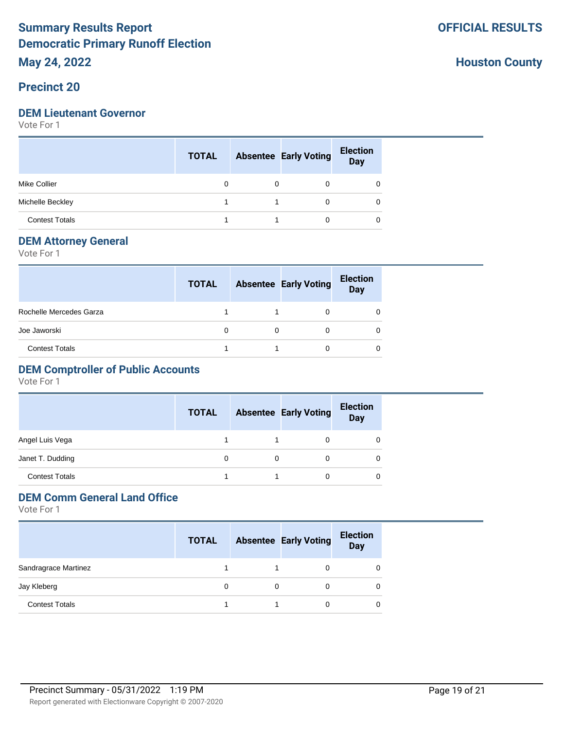# Summary Results Report
# Democratic Primary Runoff Election
# May 24, 2022

**OFFICIAL RESULTS**

**Houston County**

## Precinct 20

### DEM Lieutenant Governor

Vote For 1

| | TOTAL | Absentee | Early Voting | Election Day |
|---|---|---|---|---|
| Mike Collier | 0 | 0 | 0 | 0 |
| Michelle Beckley | 1 | 1 | 0 | 0 |
| Contest Totals | 1 | 1 | 0 | 0 |

### DEM Attorney General

Vote For 1

| | TOTAL | Absentee | Early Voting | Election Day |
|---|---|---|---|---|
| Rochelle Mercedes Garza | 1 | 1 | 0 | 0 |
| Joe Jaworski | 0 | 0 | 0 | 0 |
| Contest Totals | 1 | 1 | 0 | 0 |

### DEM Comptroller of Public Accounts

Vote For 1

| | TOTAL | Absentee | Early Voting | Election Day |
|---|---|---|---|---|
| Angel Luis Vega | 1 | 1 | 0 | 0 |
| Janet T. Dudding | 0 | 0 | 0 | 0 |
| Contest Totals | 1 | 1 | 0 | 0 |

### DEM Comm General Land Office

Vote For 1

| | TOTAL | Absentee | Early Voting | Election Day |
|---|---|---|---|---|
| Sandragrace Martinez | 1 | 1 | 0 | 0 |
| Jay Kleberg | 0 | 0 | 0 | 0 |
| Contest Totals | 1 | 1 | 0 | 0 |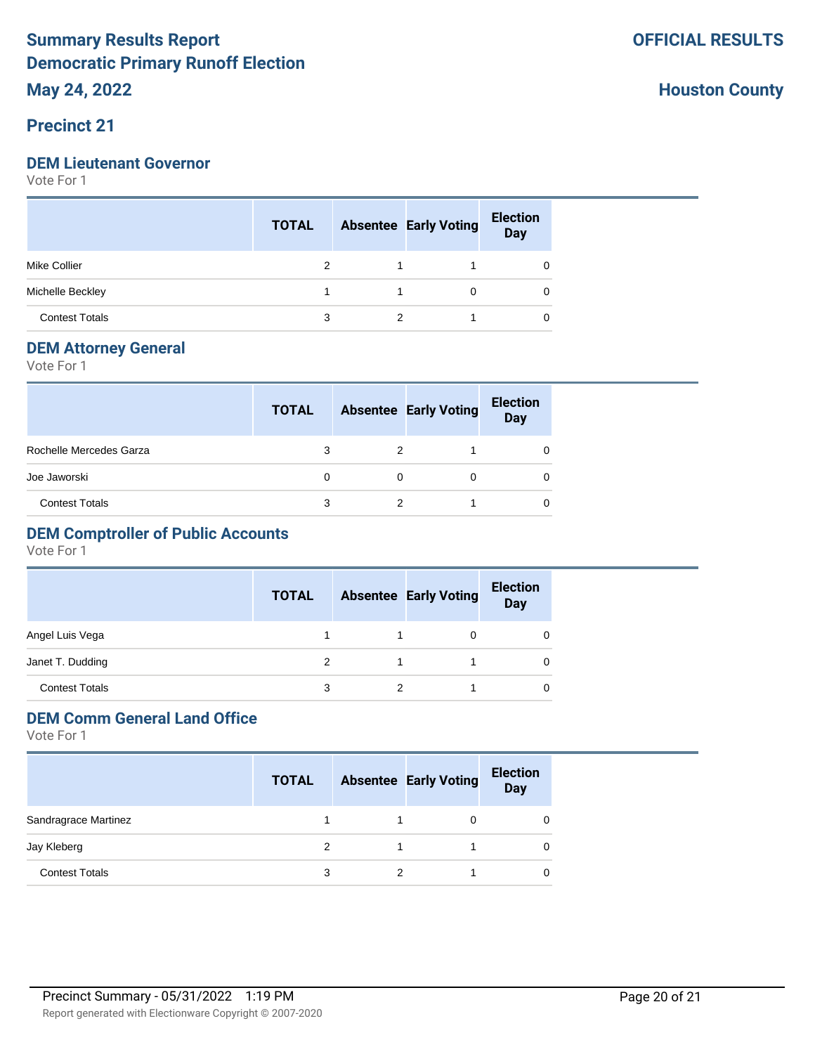# Summary Results Report
# Democratic Primary Runoff Election
# May 24, 2022

**OFFICIAL RESULTS**

**Houston County**

## Precinct 21

### DEM Lieutenant Governor

Vote For 1

| | TOTAL | Absentee | Early Voting | Election Day |
|---|---|---|---|---|
| Mike Collier | 2 | 1 | 1 | 0 |
| Michelle Beckley | 1 | 1 | 0 | 0 |
| Contest Totals | 3 | 2 | 1 | 0 |

### DEM Attorney General

Vote For 1

| | TOTAL | Absentee | Early Voting | Election Day |
|---|---|---|---|---|
| Rochelle Mercedes Garza | 3 | 2 | 1 | 0 |
| Joe Jaworski | 0 | 0 | 0 | 0 |
| Contest Totals | 3 | 2 | 1 | 0 |

### DEM Comptroller of Public Accounts

Vote For 1

| | TOTAL | Absentee | Early Voting | Election Day |
|---|---|---|---|---|
| Angel Luis Vega | 1 | 1 | 0 | 0 |
| Janet T. Dudding | 2 | 1 | 1 | 0 |
| Contest Totals | 3 | 2 | 1 | 0 |

### DEM Comm General Land Office

Vote For 1

| | TOTAL | Absentee | Early Voting | Election Day |
|---|---|---|---|---|
| Sandragrace Martinez | 1 | 1 | 0 | 0 |
| Jay Kleberg | 2 | 1 | 1 | 0 |
| Contest Totals | 3 | 2 | 1 | 0 |

Precinct Summary - 05/31/2022 1:19 PM

Report generated with Electionware Copyright © 2007-2020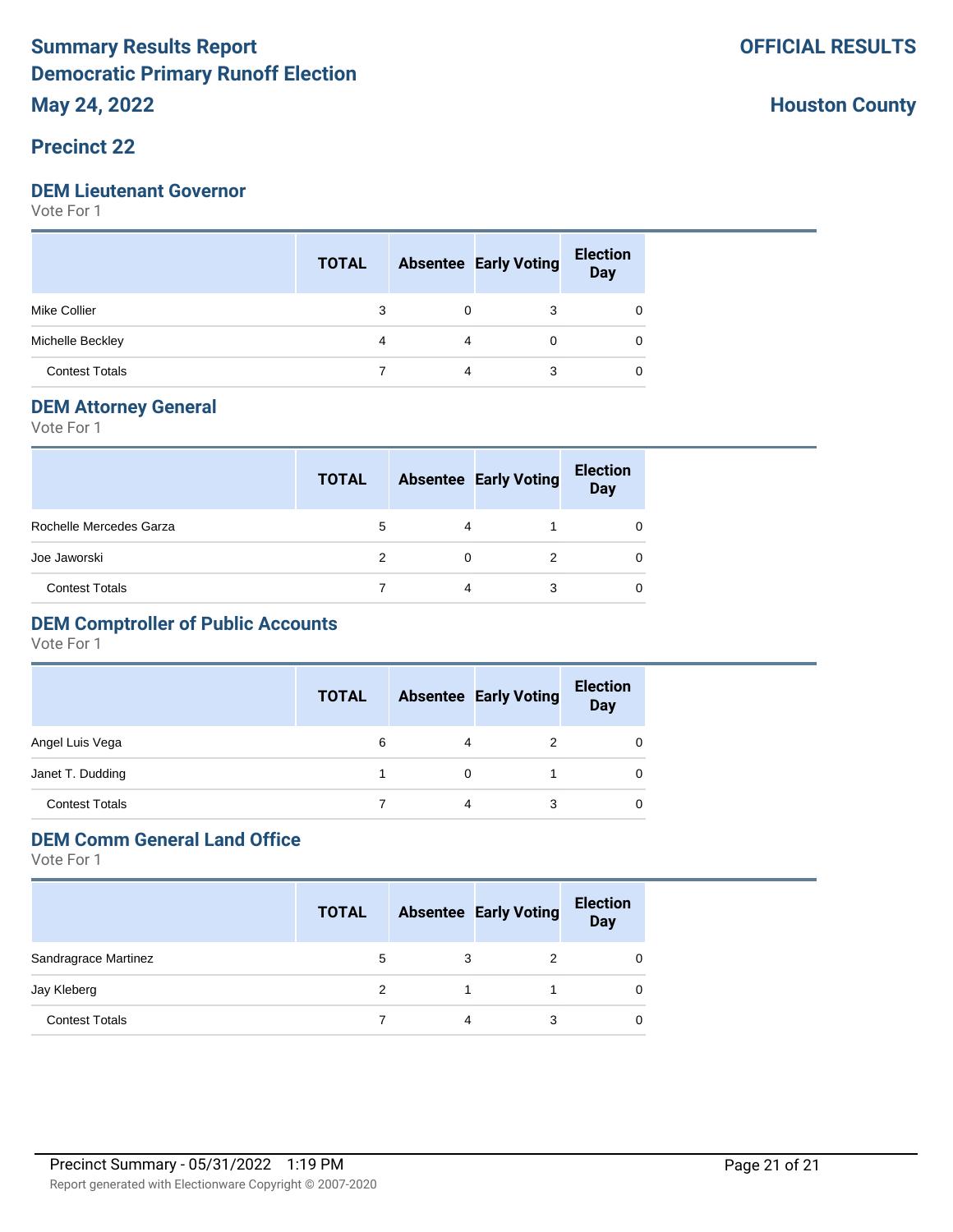# Summary Results Report
# Democratic Primary Runoff Election
# May 24, 2022

**OFFICIAL RESULTS**

**Houston County**

## Precinct 22

### DEM Lieutenant Governor

Vote For 1

| | TOTAL | Absentee | Early Voting | Election Day |
|---|---|---|---|---|
| Mike Collier | 3 | 0 | 3 | 0 |
| Michelle Beckley | 4 | 4 | 0 | 0 |
| Contest Totals | 7 | 4 | 3 | 0 |

### DEM Attorney General

Vote For 1

| | TOTAL | Absentee | Early Voting | Election Day |
|---|---|---|---|---|
| Rochelle Mercedes Garza | 5 | 4 | 1 | 0 |
| Joe Jaworski | 2 | 0 | 2 | 0 |
| Contest Totals | 7 | 4 | 3 | 0 |

### DEM Comptroller of Public Accounts

Vote For 1

| | TOTAL | Absentee | Early Voting | Election Day |
|---|---|---|---|---|
| Angel Luis Vega | 6 | 4 | 2 | 0 |
| Janet T. Dudding | 1 | 0 | 1 | 0 |
| Contest Totals | 7 | 4 | 3 | 0 |

### DEM Comm General Land Office

Vote For 1

| | TOTAL | Absentee | Early Voting | Election Day |
|---|---|---|---|---|
| Sandragrace Martinez | 5 | 3 | 2 | 0 |
| Jay Kleberg | 2 | 1 | 1 | 0 |
| Contest Totals | 7 | 4 | 3 | 0 |

Precinct Summary - 05/31/2022 1:19 PM

Report generated with Electionware Copyright © 2007-2020